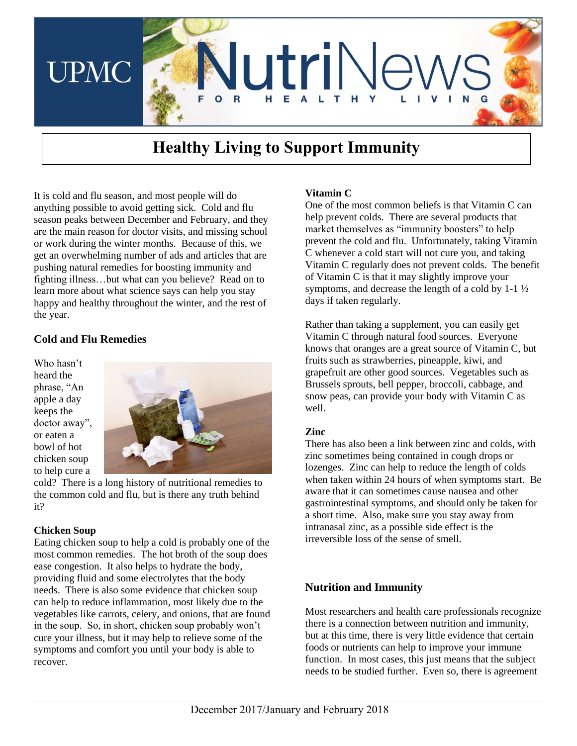UPMC NutriNews FOR HEALTHY LIVING

# Healthy Living to Support Immunity

It is cold and flu season, and most people will do anything possible to avoid getting sick. Cold and flu season peaks between December and February, and they are the main reason for doctor visits, and missing school or work during the winter months. Because of this, we get an overwhelming number of ads and articles that are pushing natural remedies for boosting immunity and fighting illness…but what can you believe? Read on to learn more about what science says can help you stay happy and healthy throughout the winter, and the rest of the year.

## Cold and Flu Remedies

Who hasn't heard the phrase, "An apple a day keeps the doctor away", or eaten a bowl of hot chicken soup to help cure a cold? There is a long history of nutritional remedies to the common cold and flu, but is there any truth behind it?

### Chicken Soup

Eating chicken soup to help a cold is probably one of the most common remedies. The hot broth of the soup does ease congestion. It also helps to hydrate the body, providing fluid and some electrolytes that the body needs. There is also some evidence that chicken soup can help to reduce inflammation, most likely due to the vegetables like carrots, celery, and onions, that are found in the soup. So, in short, chicken soup probably won't cure your illness, but it may help to relieve some of the symptoms and comfort you until your body is able to recover.

### Vitamin C

One of the most common beliefs is that Vitamin C can help prevent colds. There are several products that market themselves as "immunity boosters" to help prevent the cold and flu. Unfortunately, taking Vitamin C whenever a cold start will not cure you, and taking Vitamin C regularly does not prevent colds. The benefit of Vitamin C is that it may slightly improve your symptoms, and decrease the length of a cold by 1-1 ½ days if taken regularly.

Rather than taking a supplement, you can easily get Vitamin C through natural food sources. Everyone knows that oranges are a great source of Vitamin C, but fruits such as strawberries, pineapple, kiwi, and grapefruit are other good sources. Vegetables such as Brussels sprouts, bell pepper, broccoli, cabbage, and snow peas, can provide your body with Vitamin C as well.

### Zinc

There has also been a link between zinc and colds, with zinc sometimes being contained in cough drops or lozenges. Zinc can help to reduce the length of colds when taken within 24 hours of when symptoms start. Be aware that it can sometimes cause nausea and other gastrointestinal symptoms, and should only be taken for a short time. Also, make sure you stay away from intranasal zinc, as a possible side effect is the irreversible loss of the sense of smell.

## Nutrition and Immunity

Most researchers and health care professionals recognize there is a connection between nutrition and immunity, but at this time, there is very little evidence that certain foods or nutrients can help to improve your immune function. In most cases, this just means that the subject needs to be studied further. Even so, there is agreement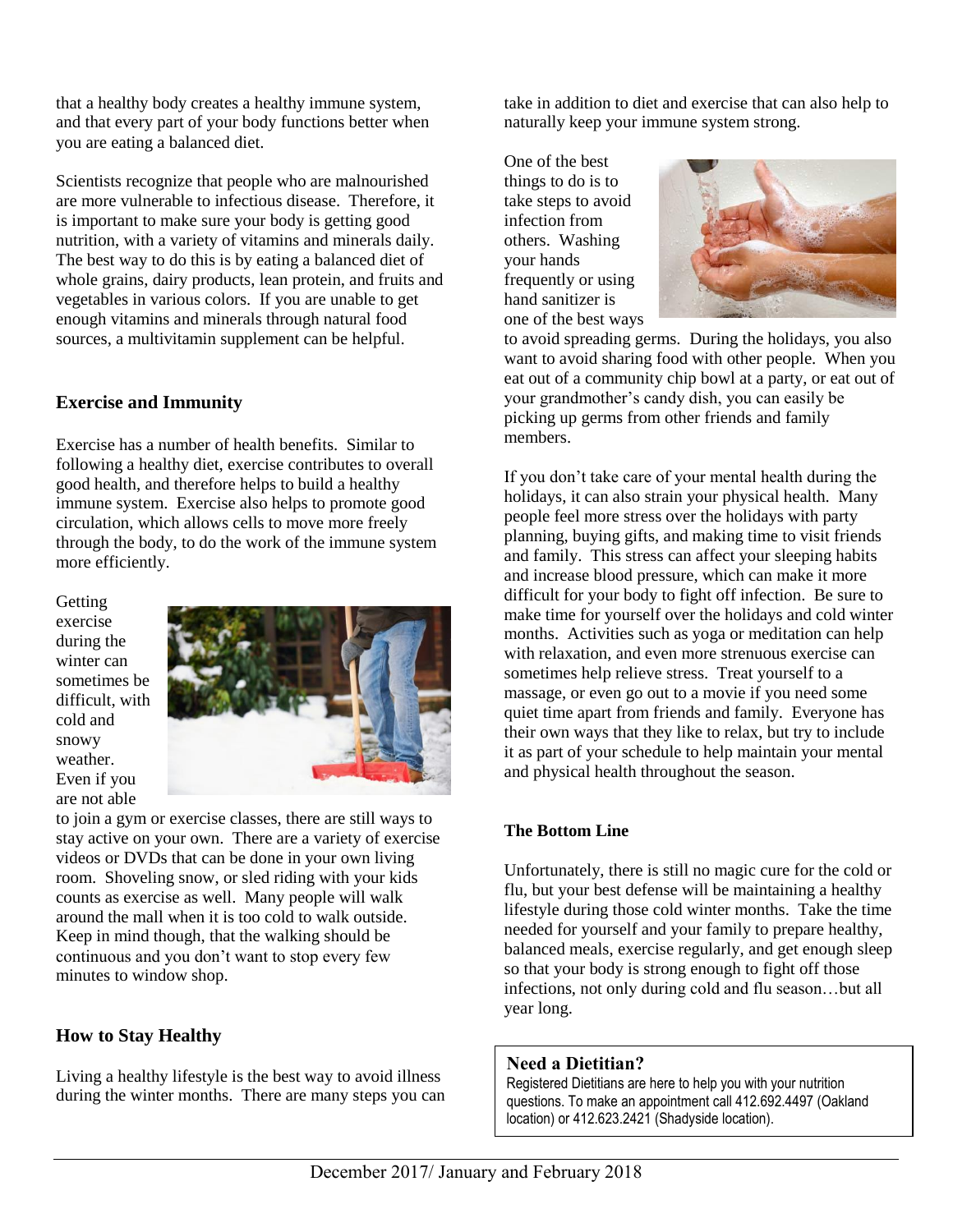that a healthy body creates a healthy immune system, and that every part of your body functions better when you are eating a balanced diet.

Scientists recognize that people who are malnourished are more vulnerable to infectious disease. Therefore, it is important to make sure your body is getting good nutrition, with a variety of vitamins and minerals daily. The best way to do this is by eating a balanced diet of whole grains, dairy products, lean protein, and fruits and vegetables in various colors. If you are unable to get enough vitamins and minerals through natural food sources, a multivitamin supplement can be helpful.

## Exercise and Immunity

Exercise has a number of health benefits. Similar to following a healthy diet, exercise contributes to overall good health, and therefore helps to build a healthy immune system. Exercise also helps to promote good circulation, which allows cells to move more freely through the body, to do the work of the immune system more efficiently.

Getting exercise during the winter can sometimes be difficult, with cold and snowy weather. Even if you are not able to join a gym or exercise classes, there are still ways to stay active on your own. There are a variety of exercise videos or DVDs that can be done in your own living room. Shoveling snow, or sled riding with your kids counts as exercise as well. Many people will walk around the mall when it is too cold to walk outside. Keep in mind though, that the walking should be continuous and you don't want to stop every few minutes to window shop.

## How to Stay Healthy

Living a healthy lifestyle is the best way to avoid illness during the winter months. There are many steps you can take in addition to diet and exercise that can also help to naturally keep your immune system strong.

One of the best things to do is to take steps to avoid infection from others. Washing your hands frequently or using hand sanitizer is one of the best ways to avoid spreading germs. During the holidays, you also want to avoid sharing food with other people. When you eat out of a community chip bowl at a party, or eat out of your grandmother's candy dish, you can easily be picking up germs from other friends and family members.

If you don't take care of your mental health during the holidays, it can also strain your physical health. Many people feel more stress over the holidays with party planning, buying gifts, and making time to visit friends and family. This stress can affect your sleeping habits and increase blood pressure, which can make it more difficult for your body to fight off infection. Be sure to make time for yourself over the holidays and cold winter months. Activities such as yoga or meditation can help with relaxation, and even more strenuous exercise can sometimes help relieve stress. Treat yourself to a massage, or even go out to a movie if you need some quiet time apart from friends and family. Everyone has their own ways that they like to relax, but try to include it as part of your schedule to help maintain your mental and physical health throughout the season.

## The Bottom Line

Unfortunately, there is still no magic cure for the cold or flu, but your best defense will be maintaining a healthy lifestyle during those cold winter months. Take the time needed for yourself and your family to prepare healthy, balanced meals, exercise regularly, and get enough sleep so that your body is strong enough to fight off those infections, not only during cold and flu season…but all year long.

**Need a Dietitian?**

Registered Dietitians are here to help you with your nutrition questions. To make an appointment call 412.692.4497 (Oakland location) or 412.623.2421 (Shadyside location).